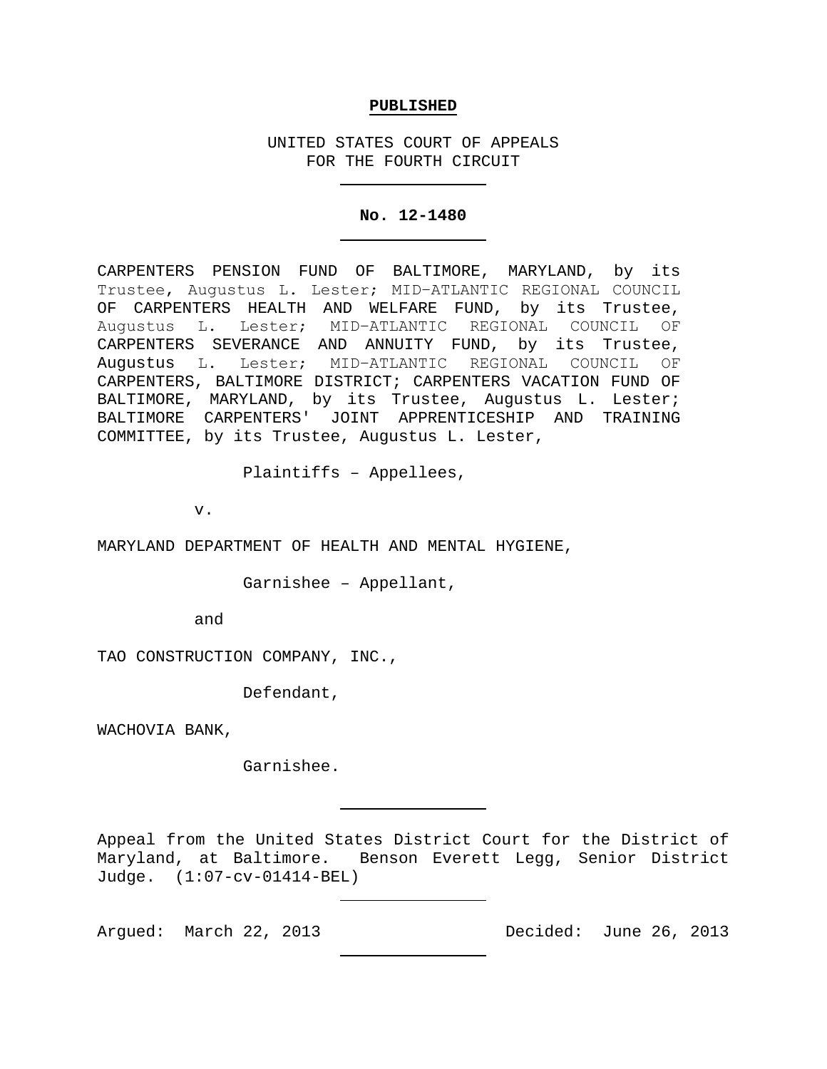**PUBLISHED**

UNITED STATES COURT OF APPEALS
FOR THE FOURTH CIRCUIT

---

**No. 12-1480**

---

CARPENTERS PENSION FUND OF BALTIMORE, MARYLAND, by its Trustee, Augustus L. Lester; MID–ATLANTIC REGIONAL COUNCIL OF CARPENTERS HEALTH AND WELFARE FUND, by its Trustee, Augustus L. Lester; MID–ATLANTIC REGIONAL COUNCIL OF CARPENTERS SEVERANCE AND ANNUITY FUND, by its Trustee, Augustus L. Lester; MID–ATLANTIC REGIONAL COUNCIL OF CARPENTERS, BALTIMORE DISTRICT; CARPENTERS VACATION FUND OF BALTIMORE, MARYLAND, by its Trustee, Augustus L. Lester; BALTIMORE CARPENTERS' JOINT APPRENTICESHIP AND TRAINING COMMITTEE, by its Trustee, Augustus L. Lester,

Plaintiffs – Appellees,

v.

MARYLAND DEPARTMENT OF HEALTH AND MENTAL HYGIENE,

Garnishee – Appellant,

and

TAO CONSTRUCTION COMPANY, INC.,

Defendant,

WACHOVIA BANK,

Garnishee.

---

Appeal from the United States District Court for the District of Maryland, at Baltimore. Benson Everett Legg, Senior District Judge. (1:07-cv-01414-BEL)

---

Argued: March 22, 2013 Decided: June 26, 2013

---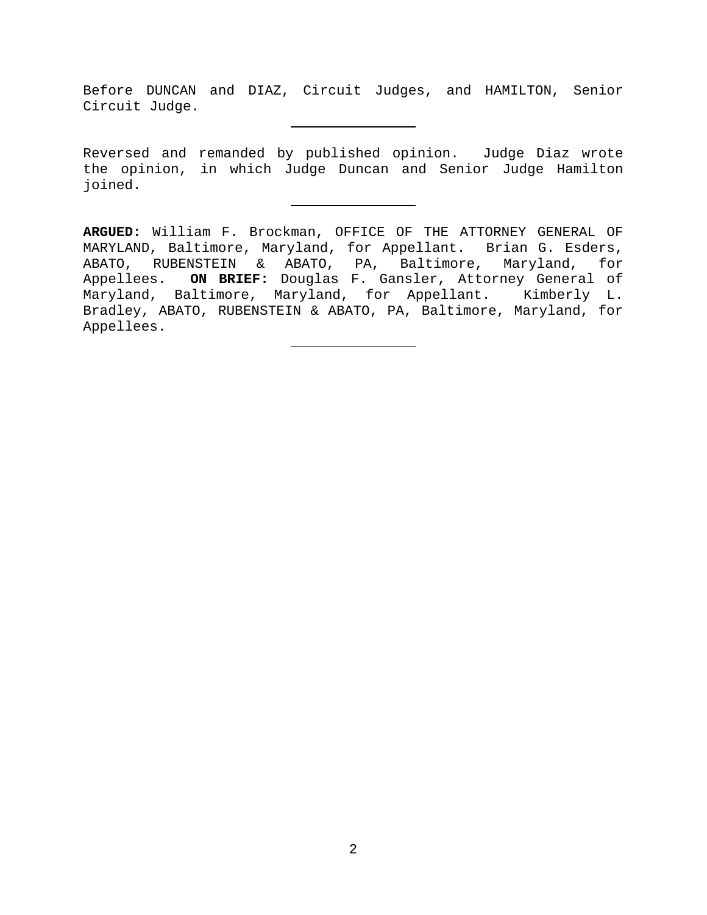Before DUNCAN and DIAZ, Circuit Judges, and HAMILTON, Senior Circuit Judge.

---

Reversed and remanded by published opinion. Judge Diaz wrote the opinion, in which Judge Duncan and Senior Judge Hamilton joined.

---

**ARGUED:** William F. Brockman, OFFICE OF THE ATTORNEY GENERAL OF MARYLAND, Baltimore, Maryland, for Appellant. Brian G. Esders, ABATO, RUBENSTEIN & ABATO, PA, Baltimore, Maryland, for Appellees. **ON BRIEF:** Douglas F. Gansler, Attorney General of Maryland, Baltimore, Maryland, for Appellant. Kimberly L. Bradley, ABATO, RUBENSTEIN & ABATO, PA, Baltimore, Maryland, for Appellees.

---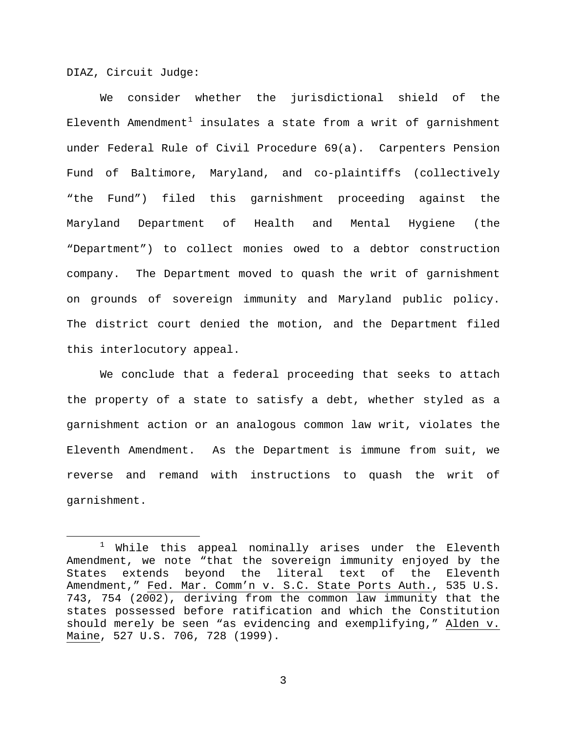DIAZ, Circuit Judge:

We consider whether the jurisdictional shield of the Eleventh Amendment[1] insulates a state from a writ of garnishment under Federal Rule of Civil Procedure 69(a). Carpenters Pension Fund of Baltimore, Maryland, and co-plaintiffs (collectively "the Fund") filed this garnishment proceeding against the Maryland Department of Health and Mental Hygiene (the "Department") to collect monies owed to a debtor construction company. The Department moved to quash the writ of garnishment on grounds of sovereign immunity and Maryland public policy. The district court denied the motion, and the Department filed this interlocutory appeal.

We conclude that a federal proceeding that seeks to attach the property of a state to satisfy a debt, whether styled as a garnishment action or an analogous common law writ, violates the Eleventh Amendment. As the Department is immune from suit, we reverse and remand with instructions to quash the writ of garnishment.

[1] While this appeal nominally arises under the Eleventh Amendment, we note "that the sovereign immunity enjoyed by the States extends beyond the literal text of the Eleventh Amendment," Fed. Mar. Comm'n v. S.C. State Ports Auth., 535 U.S. 743, 754 (2002), deriving from the common law immunity that the states possessed before ratification and which the Constitution should merely be seen "as evidencing and exemplifying," Alden v. Maine, 527 U.S. 706, 728 (1999).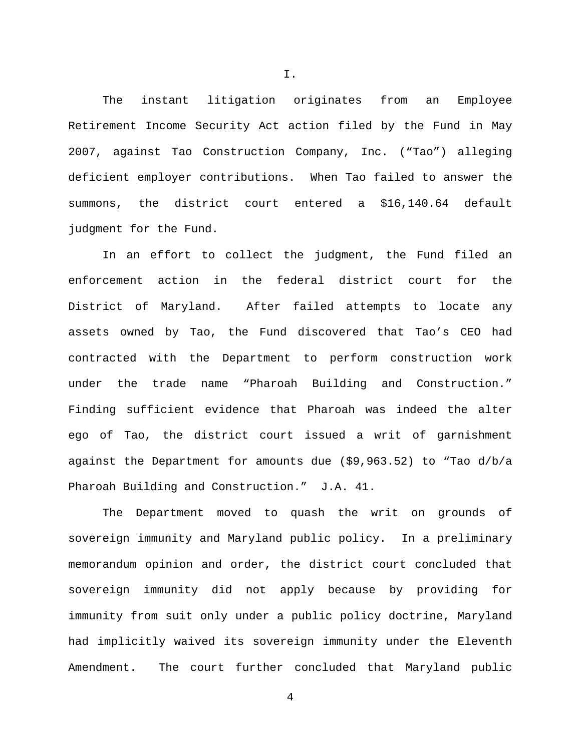# I.

The instant litigation originates from an Employee Retirement Income Security Act action filed by the Fund in May 2007, against Tao Construction Company, Inc. ("Tao") alleging deficient employer contributions. When Tao failed to answer the summons, the district court entered a $16,140.64 default judgment for the Fund.

In an effort to collect the judgment, the Fund filed an enforcement action in the federal district court for the District of Maryland. After failed attempts to locate any assets owned by Tao, the Fund discovered that Tao's CEO had contracted with the Department to perform construction work under the trade name "Pharoah Building and Construction." Finding sufficient evidence that Pharoah was indeed the alter ego of Tao, the district court issued a writ of garnishment against the Department for amounts due ($9,963.52) to "Tao d/b/a Pharoah Building and Construction." J.A. 41.

The Department moved to quash the writ on grounds of sovereign immunity and Maryland public policy. In a preliminary memorandum opinion and order, the district court concluded that sovereign immunity did not apply because by providing for immunity from suit only under a public policy doctrine, Maryland had implicitly waived its sovereign immunity under the Eleventh Amendment. The court further concluded that Maryland public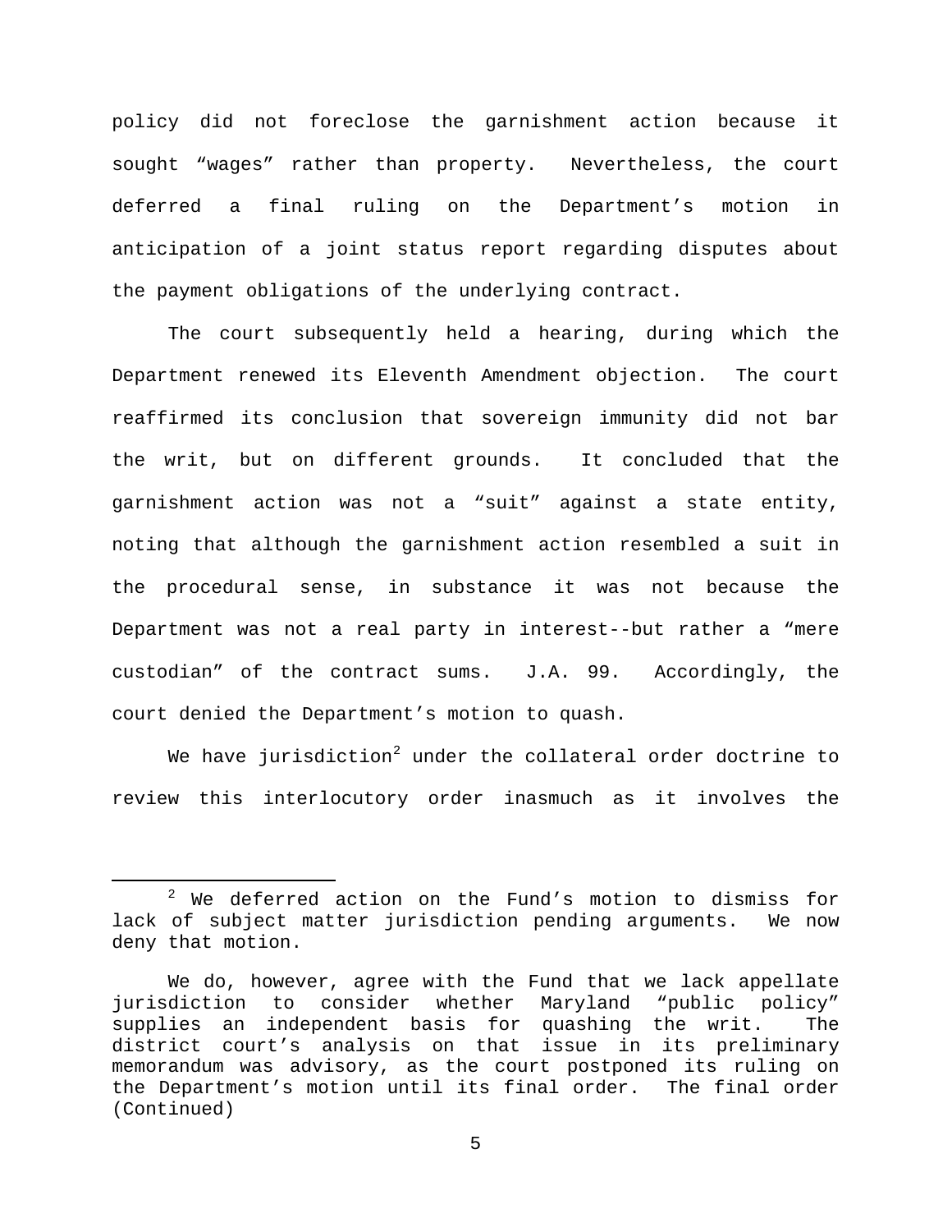policy did not foreclose the garnishment action because it sought "wages" rather than property. Nevertheless, the court deferred a final ruling on the Department's motion in anticipation of a joint status report regarding disputes about the payment obligations of the underlying contract.

The court subsequently held a hearing, during which the Department renewed its Eleventh Amendment objection. The court reaffirmed its conclusion that sovereign immunity did not bar the writ, but on different grounds. It concluded that the garnishment action was not a "suit" against a state entity, noting that although the garnishment action resembled a suit in the procedural sense, in substance it was not because the Department was not a real party in interest--but rather a "mere custodian" of the contract sums. J.A. 99. Accordingly, the court denied the Department's motion to quash.

We have jurisdiction[2] under the collateral order doctrine to review this interlocutory order inasmuch as it involves the

---

[2] We deferred action on the Fund's motion to dismiss for lack of subject matter jurisdiction pending arguments. We now deny that motion.

We do, however, agree with the Fund that we lack appellate jurisdiction to consider whether Maryland "public policy" supplies an independent basis for quashing the writ. The district court's analysis on that issue in its preliminary memorandum was advisory, as the court postponed its ruling on the Department's motion until its final order. The final order (Continued)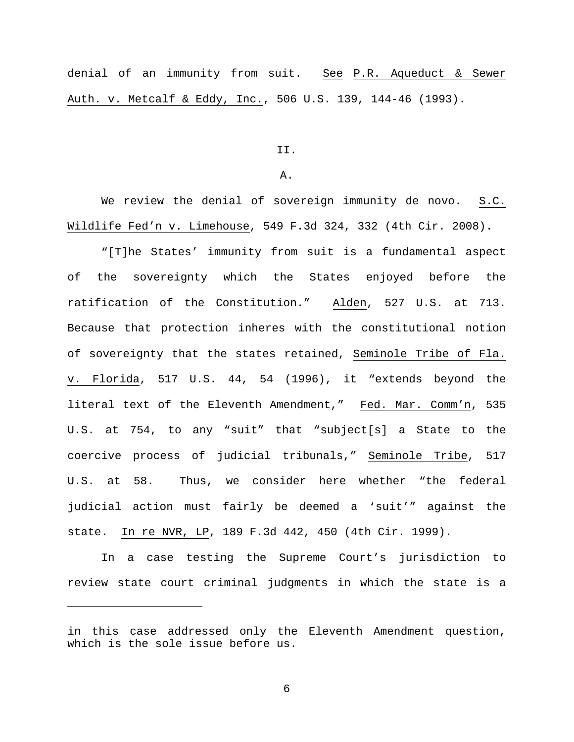denial of an immunity from suit. See P.R. Aqueduct & Sewer Auth. v. Metcalf & Eddy, Inc., 506 U.S. 139, 144-46 (1993).

## II.

### A.

We review the denial of sovereign immunity de novo. S.C. Wildlife Fed'n v. Limehouse, 549 F.3d 324, 332 (4th Cir. 2008).

"[T]he States' immunity from suit is a fundamental aspect of the sovereignty which the States enjoyed before the ratification of the Constitution." Alden, 527 U.S. at 713. Because that protection inheres with the constitutional notion of sovereignty that the states retained, Seminole Tribe of Fla. v. Florida, 517 U.S. 44, 54 (1996), it "extends beyond the literal text of the Eleventh Amendment," Fed. Mar. Comm'n, 535 U.S. at 754, to any "suit" that "subject[s] a State to the coercive process of judicial tribunals," Seminole Tribe, 517 U.S. at 58. Thus, we consider here whether "the federal judicial action must fairly be deemed a 'suit'" against the state. In re NVR, LP, 189 F.3d 442, 450 (4th Cir. 1999).

In a case testing the Supreme Court's jurisdiction to review state court criminal judgments in which the state is a

---

in this case addressed only the Eleventh Amendment question, which is the sole issue before us.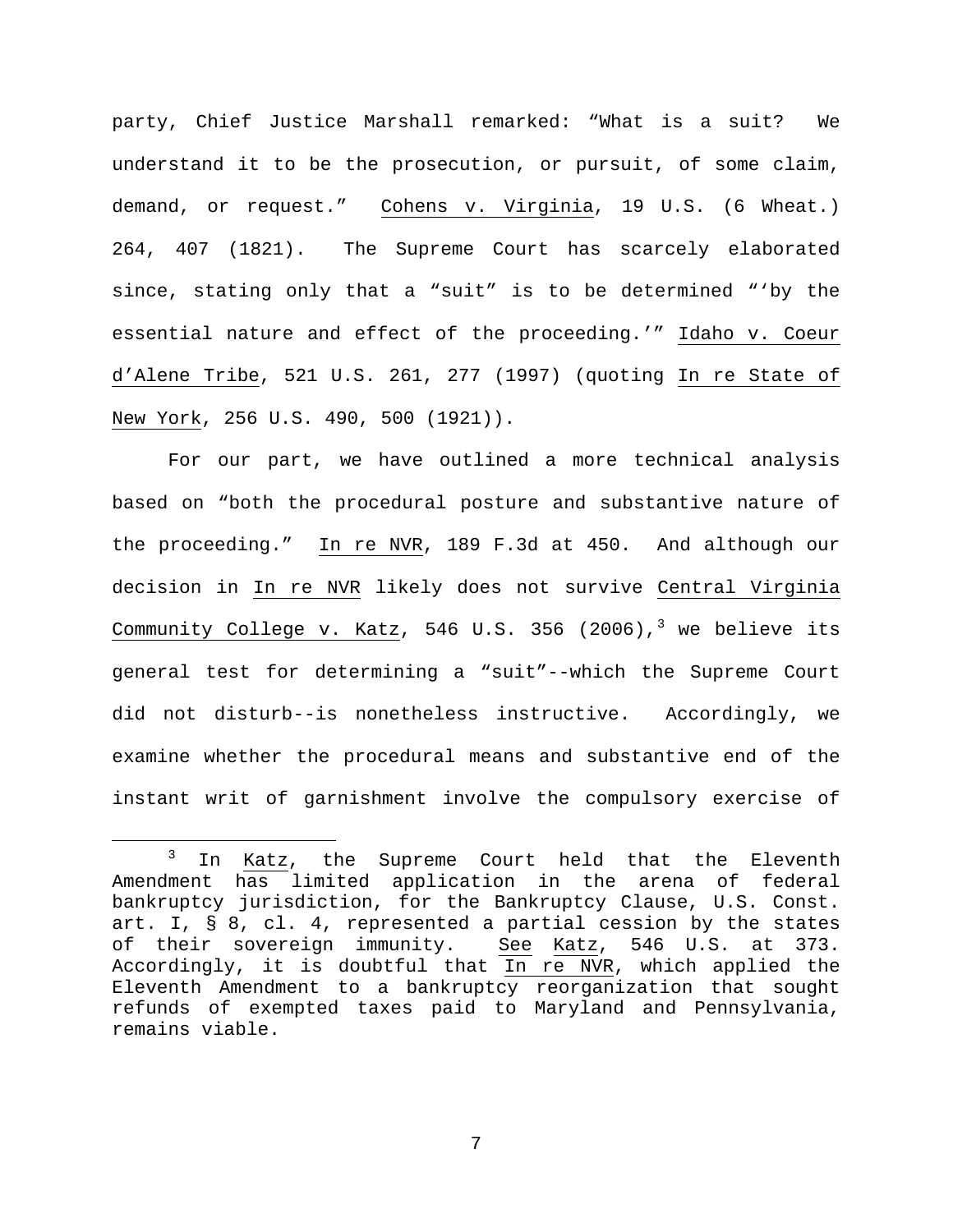party, Chief Justice Marshall remarked: "What is a suit? We understand it to be the prosecution, or pursuit, of some claim, demand, or request." Cohens v. Virginia, 19 U.S. (6 Wheat.) 264, 407 (1821). The Supreme Court has scarcely elaborated since, stating only that a "suit" is to be determined "'by the essential nature and effect of the proceeding.'" Idaho v. Coeur d'Alene Tribe, 521 U.S. 261, 277 (1997) (quoting In re State of New York, 256 U.S. 490, 500 (1921)).

For our part, we have outlined a more technical analysis based on "both the procedural posture and substantive nature of the proceeding." In re NVR, 189 F.3d at 450. And although our decision in In re NVR likely does not survive Central Virginia Community College v. Katz, 546 U.S. 356 (2006),[3] we believe its general test for determining a "suit"--which the Supreme Court did not disturb--is nonetheless instructive. Accordingly, we examine whether the procedural means and substantive end of the instant writ of garnishment involve the compulsory exercise of

[3] In Katz, the Supreme Court held that the Eleventh Amendment has limited application in the arena of federal bankruptcy jurisdiction, for the Bankruptcy Clause, U.S. Const. art. I, § 8, cl. 4, represented a partial cession by the states of their sovereign immunity. See Katz, 546 U.S. at 373. Accordingly, it is doubtful that In re NVR, which applied the Eleventh Amendment to a bankruptcy reorganization that sought refunds of exempted taxes paid to Maryland and Pennsylvania, remains viable.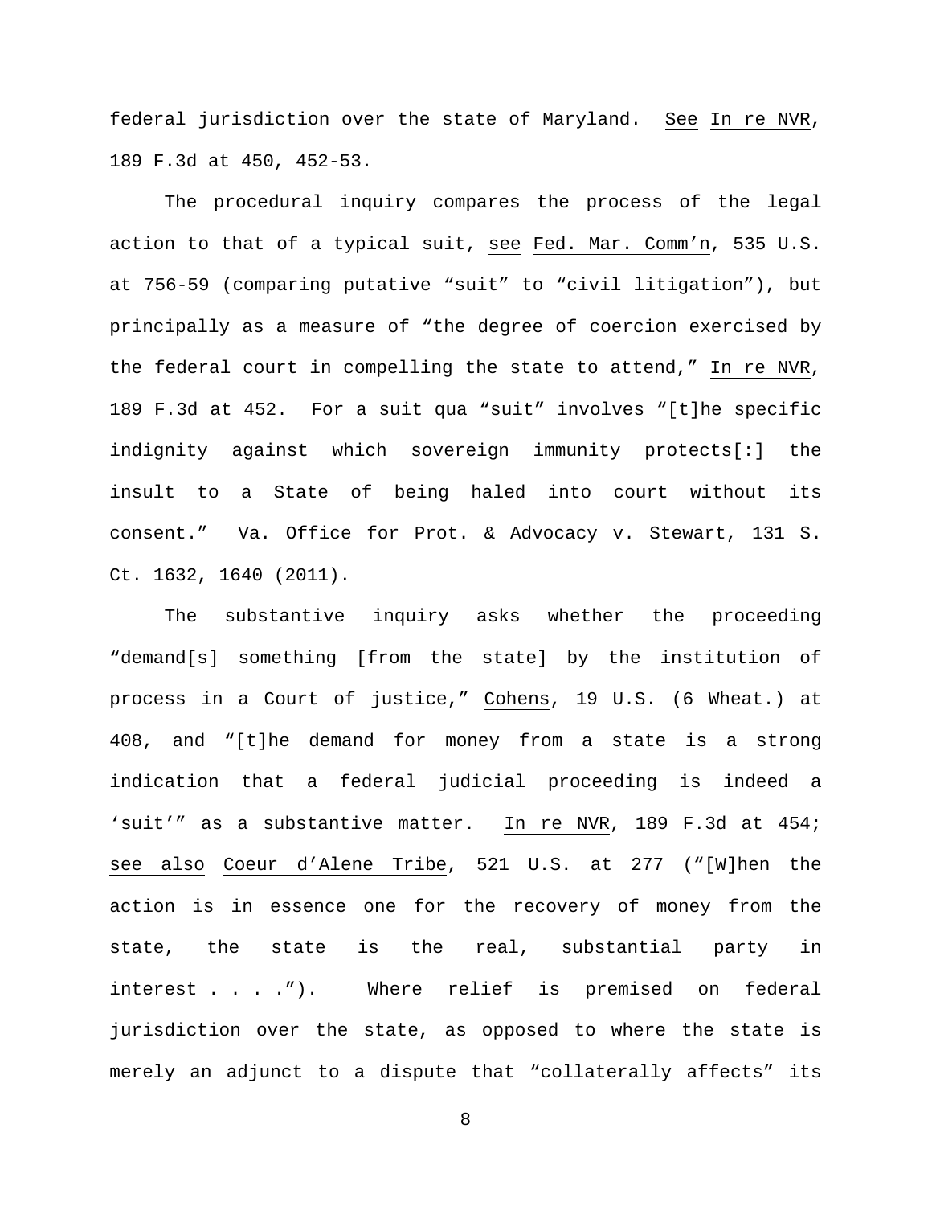federal jurisdiction over the state of Maryland. See In re NVR, 189 F.3d at 450, 452-53.

The procedural inquiry compares the process of the legal action to that of a typical suit, see Fed. Mar. Comm'n, 535 U.S. at 756-59 (comparing putative "suit" to "civil litigation"), but principally as a measure of "the degree of coercion exercised by the federal court in compelling the state to attend," In re NVR, 189 F.3d at 452. For a suit qua "suit" involves "[t]he specific indignity against which sovereign immunity protects[:] the insult to a State of being haled into court without its consent." Va. Office for Prot. & Advocacy v. Stewart, 131 S. Ct. 1632, 1640 (2011).

The substantive inquiry asks whether the proceeding "demand[s] something [from the state] by the institution of process in a Court of justice," Cohens, 19 U.S. (6 Wheat.) at 408, and "[t]he demand for money from a state is a strong indication that a federal judicial proceeding is indeed a 'suit'" as a substantive matter. In re NVR, 189 F.3d at 454; see also Coeur d'Alene Tribe, 521 U.S. at 277 ("[W]hen the action is in essence one for the recovery of money from the state, the state is the real, substantial party in interest . . . ."). Where relief is premised on federal jurisdiction over the state, as opposed to where the state is merely an adjunct to a dispute that "collaterally affects" its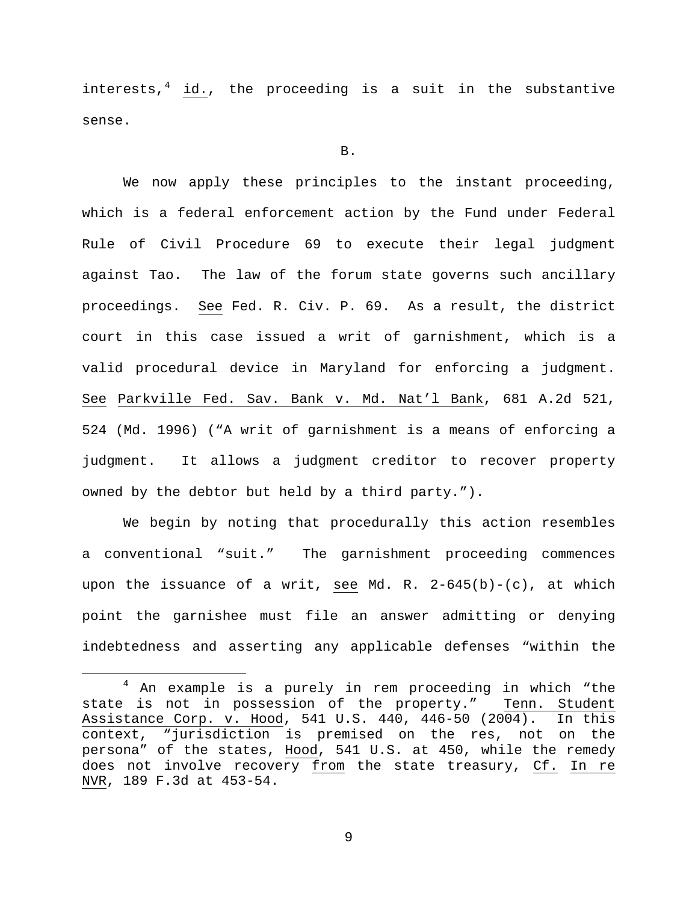interests,[4] id., the proceeding is a suit in the substantive sense.

B.

We now apply these principles to the instant proceeding, which is a federal enforcement action by the Fund under Federal Rule of Civil Procedure 69 to execute their legal judgment against Tao. The law of the forum state governs such ancillary proceedings. See Fed. R. Civ. P. 69. As a result, the district court in this case issued a writ of garnishment, which is a valid procedural device in Maryland for enforcing a judgment. See Parkville Fed. Sav. Bank v. Md. Nat'l Bank, 681 A.2d 521, 524 (Md. 1996) ("A writ of garnishment is a means of enforcing a judgment. It allows a judgment creditor to recover property owned by the debtor but held by a third party.").

We begin by noting that procedurally this action resembles a conventional "suit." The garnishment proceeding commences upon the issuance of a writ, see Md. R. 2-645(b)-(c), at which point the garnishee must file an answer admitting or denying indebtedness and asserting any applicable defenses "within the

---

[4] An example is a purely in rem proceeding in which "the state is not in possession of the property." Tenn. Student Assistance Corp. v. Hood, 541 U.S. 440, 446-50 (2004). In this context, "jurisdiction is premised on the res, not on the persona" of the states, Hood, 541 U.S. at 450, while the remedy does not involve recovery from the state treasury, Cf. In re NVR, 189 F.3d at 453-54.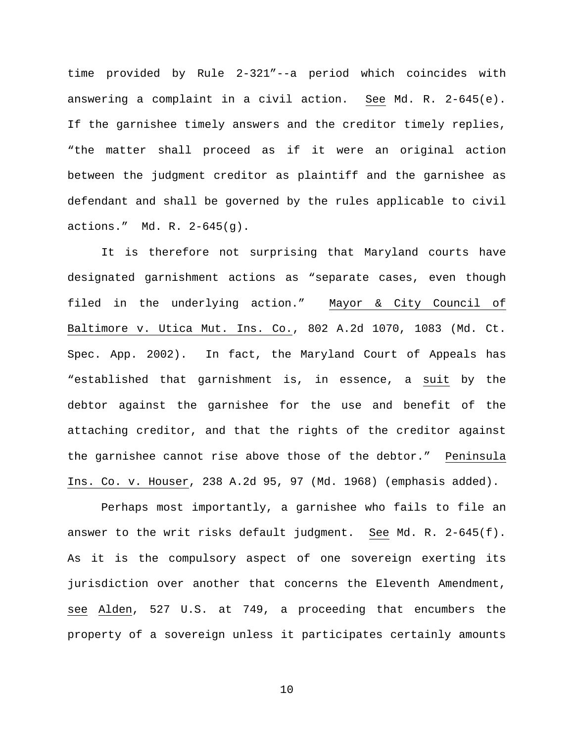time provided by Rule 2-321"--a period which coincides with answering a complaint in a civil action. See Md. R. 2-645(e). If the garnishee timely answers and the creditor timely replies, "the matter shall proceed as if it were an original action between the judgment creditor as plaintiff and the garnishee as defendant and shall be governed by the rules applicable to civil actions." Md. R. 2-645(g).

It is therefore not surprising that Maryland courts have designated garnishment actions as "separate cases, even though filed in the underlying action." Mayor & City Council of Baltimore v. Utica Mut. Ins. Co., 802 A.2d 1070, 1083 (Md. Ct. Spec. App. 2002). In fact, the Maryland Court of Appeals has "established that garnishment is, in essence, a suit by the debtor against the garnishee for the use and benefit of the attaching creditor, and that the rights of the creditor against the garnishee cannot rise above those of the debtor." Peninsula Ins. Co. v. Houser, 238 A.2d 95, 97 (Md. 1968) (emphasis added).

Perhaps most importantly, a garnishee who fails to file an answer to the writ risks default judgment. See Md. R. 2-645(f). As it is the compulsory aspect of one sovereign exerting its jurisdiction over another that concerns the Eleventh Amendment, see Alden, 527 U.S. at 749, a proceeding that encumbers the property of a sovereign unless it participates certainly amounts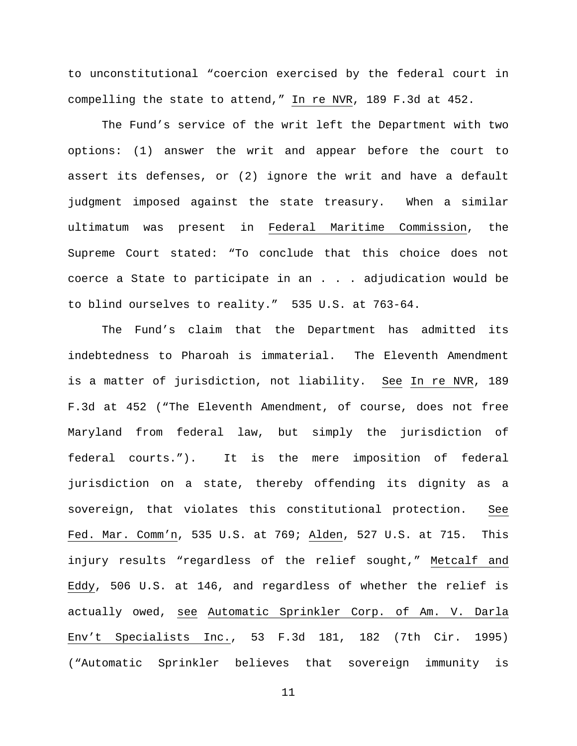to unconstitutional "coercion exercised by the federal court in compelling the state to attend," In re NVR, 189 F.3d at 452.

The Fund's service of the writ left the Department with two options: (1) answer the writ and appear before the court to assert its defenses, or (2) ignore the writ and have a default judgment imposed against the state treasury. When a similar ultimatum was present in Federal Maritime Commission, the Supreme Court stated: "To conclude that this choice does not coerce a State to participate in an . . . adjudication would be to blind ourselves to reality." 535 U.S. at 763-64.

The Fund's claim that the Department has admitted its indebtedness to Pharoah is immaterial. The Eleventh Amendment is a matter of jurisdiction, not liability. See In re NVR, 189 F.3d at 452 ("The Eleventh Amendment, of course, does not free Maryland from federal law, but simply the jurisdiction of federal courts."). It is the mere imposition of federal jurisdiction on a state, thereby offending its dignity as a sovereign, that violates this constitutional protection. See Fed. Mar. Comm'n, 535 U.S. at 769; Alden, 527 U.S. at 715. This injury results "regardless of the relief sought," Metcalf and Eddy, 506 U.S. at 146, and regardless of whether the relief is actually owed, see Automatic Sprinkler Corp. of Am. V. Darla Env't Specialists Inc., 53 F.3d 181, 182 (7th Cir. 1995) ("Automatic Sprinkler believes that sovereign immunity is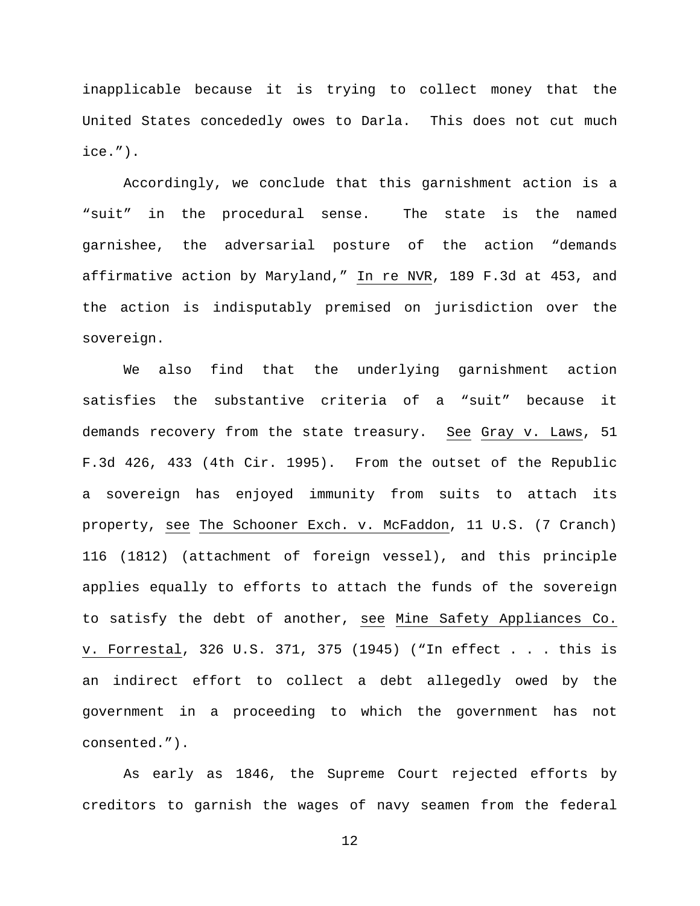inapplicable because it is trying to collect money that the United States concededly owes to Darla. This does not cut much ice.").

Accordingly, we conclude that this garnishment action is a "suit" in the procedural sense. The state is the named garnishee, the adversarial posture of the action "demands affirmative action by Maryland," In re NVR, 189 F.3d at 453, and the action is indisputably premised on jurisdiction over the sovereign.

We also find that the underlying garnishment action satisfies the substantive criteria of a "suit" because it demands recovery from the state treasury. See Gray v. Laws, 51 F.3d 426, 433 (4th Cir. 1995). From the outset of the Republic a sovereign has enjoyed immunity from suits to attach its property, see The Schooner Exch. v. McFaddon, 11 U.S. (7 Cranch) 116 (1812) (attachment of foreign vessel), and this principle applies equally to efforts to attach the funds of the sovereign to satisfy the debt of another, see Mine Safety Appliances Co. v. Forrestal, 326 U.S. 371, 375 (1945) ("In effect . . . this is an indirect effort to collect a debt allegedly owed by the government in a proceeding to which the government has not consented.").

As early as 1846, the Supreme Court rejected efforts by creditors to garnish the wages of navy seamen from the federal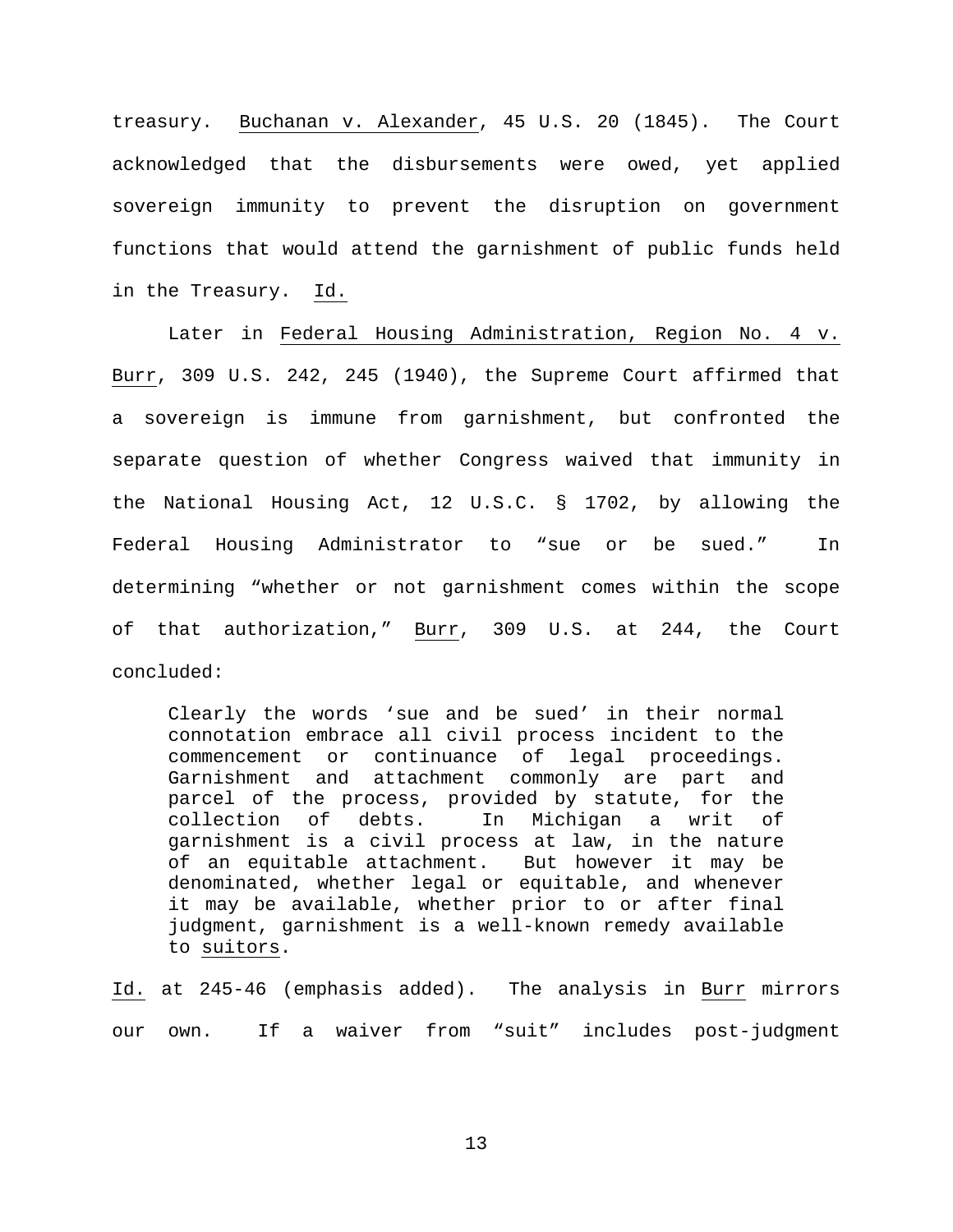treasury. Buchanan v. Alexander, 45 U.S. 20 (1845). The Court acknowledged that the disbursements were owed, yet applied sovereign immunity to prevent the disruption on government functions that would attend the garnishment of public funds held in the Treasury. Id.

Later in Federal Housing Administration, Region No. 4 v. Burr, 309 U.S. 242, 245 (1940), the Supreme Court affirmed that a sovereign is immune from garnishment, but confronted the separate question of whether Congress waived that immunity in the National Housing Act, 12 U.S.C. § 1702, by allowing the Federal Housing Administrator to "sue or be sued." In determining "whether or not garnishment comes within the scope of that authorization," Burr, 309 U.S. at 244, the Court concluded:

> Clearly the words 'sue and be sued' in their normal connotation embrace all civil process incident to the commencement or continuance of legal proceedings. Garnishment and attachment commonly are part and parcel of the process, provided by statute, for the collection of debts. In Michigan a writ of garnishment is a civil process at law, in the nature of an equitable attachment. But however it may be denominated, whether legal or equitable, and whenever it may be available, whether prior to or after final judgment, garnishment is a well-known remedy available to *suitors*.

Id. at 245-46 (emphasis added). The analysis in Burr mirrors our own. If a waiver from "suit" includes post-judgment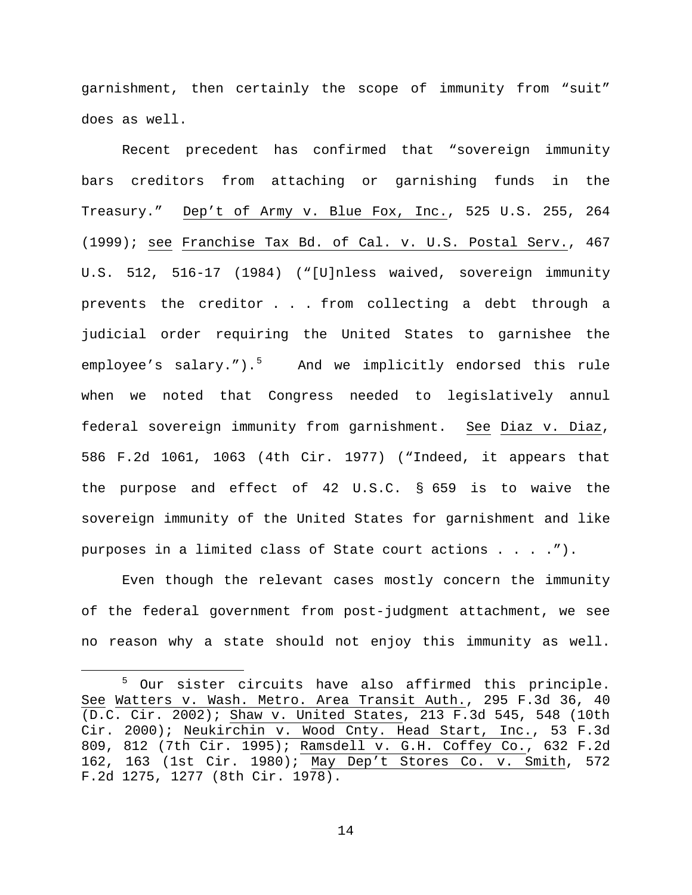garnishment, then certainly the scope of immunity from "suit" does as well.

Recent precedent has confirmed that "sovereign immunity bars creditors from attaching or garnishing funds in the Treasury." Dep't of Army v. Blue Fox, Inc., 525 U.S. 255, 264 (1999); see Franchise Tax Bd. of Cal. v. U.S. Postal Serv., 467 U.S. 512, 516-17 (1984) ("[U]nless waived, sovereign immunity prevents the creditor . . . from collecting a debt through a judicial order requiring the United States to garnishee the employee's salary.").[5] And we implicitly endorsed this rule when we noted that Congress needed to legislatively annul federal sovereign immunity from garnishment. See Diaz v. Diaz, 586 F.2d 1061, 1063 (4th Cir. 1977) ("Indeed, it appears that the purpose and effect of 42 U.S.C. § 659 is to waive the sovereign immunity of the United States for garnishment and like purposes in a limited class of State court actions . . . .").

Even though the relevant cases mostly concern the immunity of the federal government from post-judgment attachment, we see no reason why a state should not enjoy this immunity as well.

---

[5] Our sister circuits have also affirmed this principle. See Watters v. Wash. Metro. Area Transit Auth., 295 F.3d 36, 40 (D.C. Cir. 2002); Shaw v. United States, 213 F.3d 545, 548 (10th Cir. 2000); Neukirchin v. Wood Cnty. Head Start, Inc., 53 F.3d 809, 812 (7th Cir. 1995); Ramsdell v. G.H. Coffey Co., 632 F.2d 162, 163 (1st Cir. 1980); May Dep't Stores Co. v. Smith, 572 F.2d 1275, 1277 (8th Cir. 1978).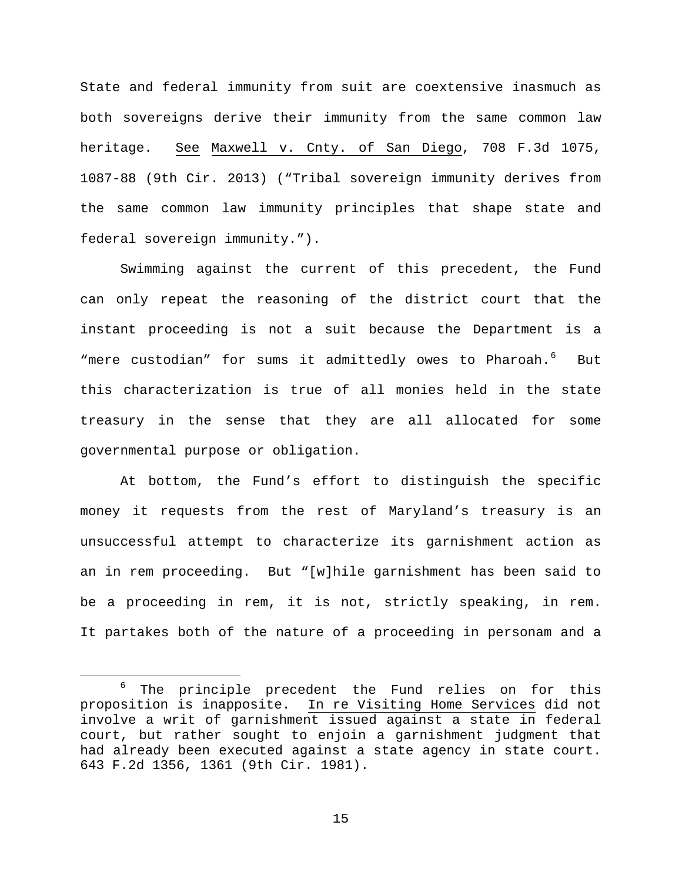State and federal immunity from suit are coextensive inasmuch as both sovereigns derive their immunity from the same common law heritage. See Maxwell v. Cnty. of San Diego, 708 F.3d 1075, 1087-88 (9th Cir. 2013) ("Tribal sovereign immunity derives from the same common law immunity principles that shape state and federal sovereign immunity.").

Swimming against the current of this precedent, the Fund can only repeat the reasoning of the district court that the instant proceeding is not a suit because the Department is a "mere custodian" for sums it admittedly owes to Pharoah.[6] But this characterization is true of all monies held in the state treasury in the sense that they are all allocated for some governmental purpose or obligation.

At bottom, the Fund's effort to distinguish the specific money it requests from the rest of Maryland's treasury is an unsuccessful attempt to characterize its garnishment action as an in rem proceeding. But "[w]hile garnishment has been said to be a proceeding in rem, it is not, strictly speaking, in rem. It partakes both of the nature of a proceeding in personam and a

---

[6] The principle precedent the Fund relies on for this proposition is inapposite. In re Visiting Home Services did not involve a writ of garnishment issued against a state in federal court, but rather sought to enjoin a garnishment judgment that had already been executed against a state agency in state court. 643 F.2d 1356, 1361 (9th Cir. 1981).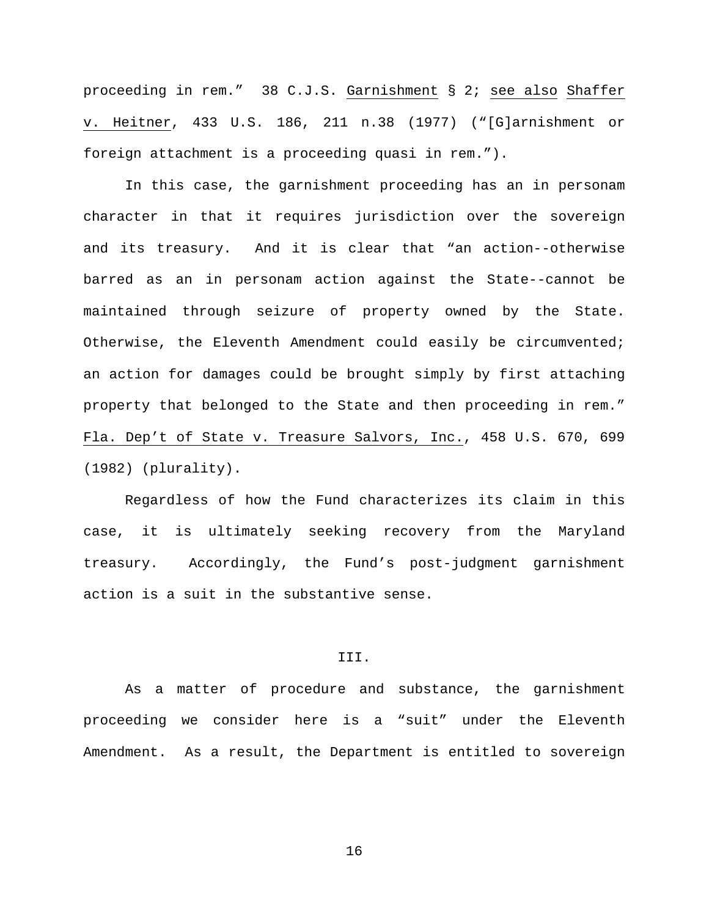proceeding in rem." 38 C.J.S. Garnishment § 2; see also Shaffer v. Heitner, 433 U.S. 186, 211 n.38 (1977) ("[G]arnishment or foreign attachment is a proceeding quasi in rem.").

In this case, the garnishment proceeding has an in personam character in that it requires jurisdiction over the sovereign and its treasury. And it is clear that "an action--otherwise barred as an in personam action against the State--cannot be maintained through seizure of property owned by the State. Otherwise, the Eleventh Amendment could easily be circumvented; an action for damages could be brought simply by first attaching property that belonged to the State and then proceeding in rem." Fla. Dep't of State v. Treasure Salvors, Inc., 458 U.S. 670, 699 (1982) (plurality).

Regardless of how the Fund characterizes its claim in this case, it is ultimately seeking recovery from the Maryland treasury. Accordingly, the Fund's post-judgment garnishment action is a suit in the substantive sense.

## III.

As a matter of procedure and substance, the garnishment proceeding we consider here is a "suit" under the Eleventh Amendment. As a result, the Department is entitled to sovereign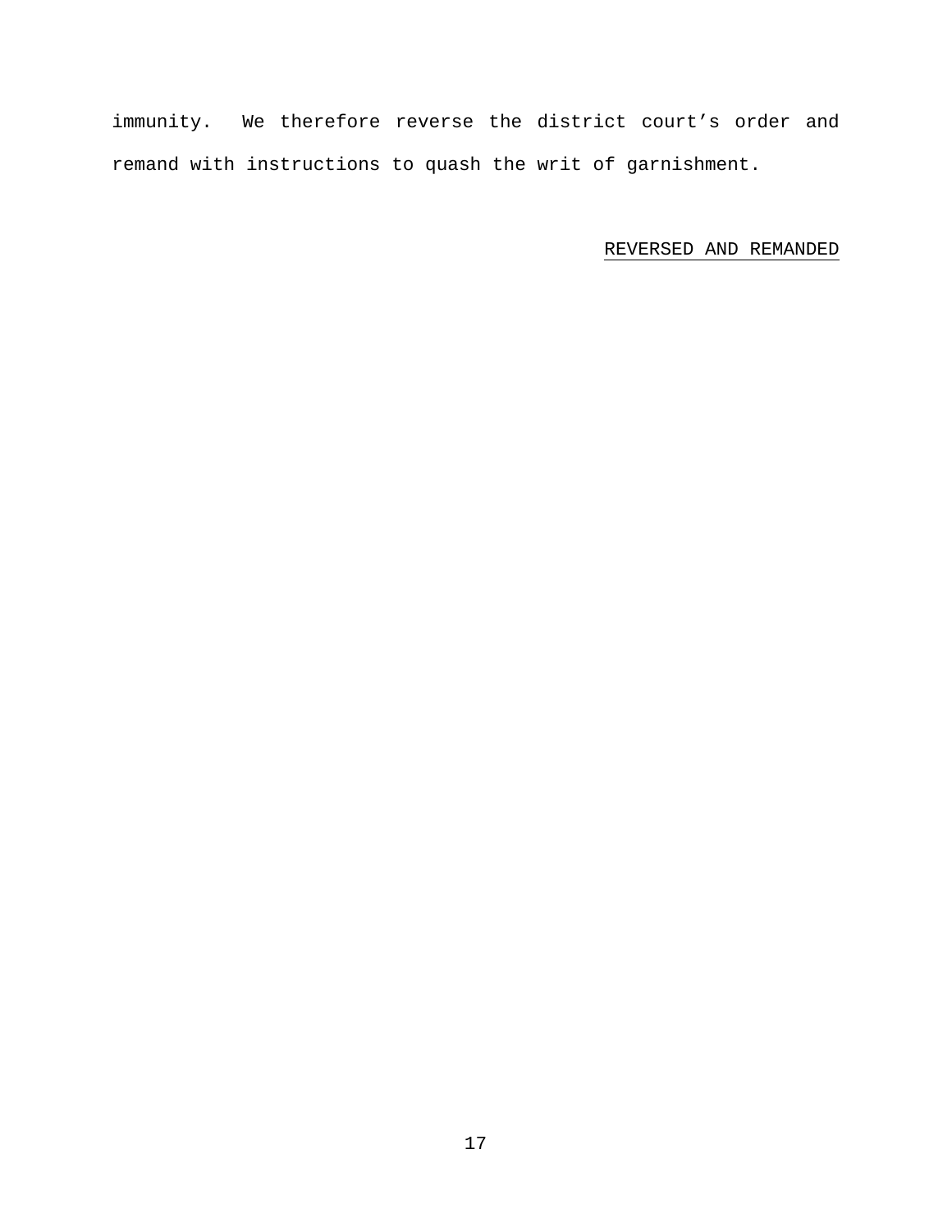immunity. We therefore reverse the district court's order and remand with instructions to quash the writ of garnishment.

<div align="right"><u>REVERSED AND REMANDED</u></div>